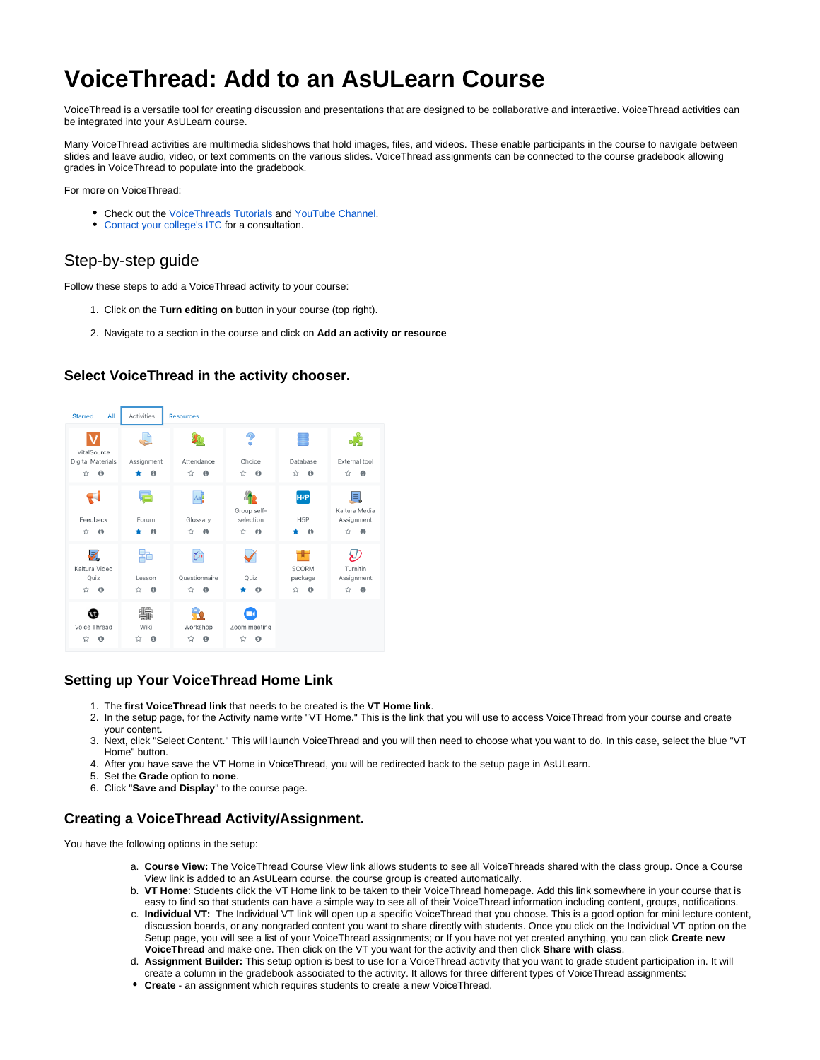# VoiceThread: Add to an AsULearn Course

VoiceThread is a versatile tool for creating discussion and presentations that are designed to be collaborative and interactive. VoiceThread activities can be integrated into your AsULearn course.

Many VoiceThread activities are multimedia slideshows that hold images, files, and videos. These enable participants in the course to navigate between slides and leave audio, video, or text comments on the various slides. VoiceThread assignments can be connected to the course gradebook allowing grades in VoiceThread to populate into the gradebook.

For more on VoiceThread:

- Check out the VoiceThreads Tutorials and YouTube Channel.
- Contact your college's ITC for a consultation.

## Step-by-step guide

Follow these steps to add a VoiceThread activity to your course:

1. Click on the **Turn editing on** button in your course (top right).
2. Navigate to a section in the course and click on **Add an activity or resource**

### Select VoiceThread in the activity chooser.

Starred | All | Activities | Resources

VitalSource Digital Materials, Assignment, Attendance, Choice, Database, External tool, Feedback, Forum, Glossary, Group self-selection, H5P, Kaltura Media Assignment, Kaltura Video Quiz, Lesson, Questionnaire, Quiz, SCORM package, Turnitin Assignment, Voice Thread, Wiki, Workshop, Zoom meeting

### Setting up Your VoiceThread Home Link

1. The **first VoiceThread link** that needs to be created is the **VT Home link**.
2. In the setup page, for the Activity name write "VT Home." This is the link that you will use to access VoiceThread from your course and create your content.
3. Next, click "Select Content." This will launch VoiceThread and you will then need to choose what you want to do. In this case, select the blue "VT Home" button.
4. After you have save the VT Home in VoiceThread, you will be redirected back to the setup page in AsULearn.
5. Set the **Grade** option to **none**.
6. Click "**Save and Display**" to the course page.

### Creating a VoiceThread Activity/Assignment.

You have the following options in the setup:

a. **Course View:** The VoiceThread Course View link allows students to see all VoiceThreads shared with the class group. Once a Course View link is added to an AsULearn course, the course group is created automatically.
b. **VT Home**: Students click the VT Home link to be taken to their VoiceThread homepage. Add this link somewhere in your course that is easy to find so that students can have a simple way to see all of their VoiceThread information including content, groups, notifications.
c. **Individual VT:** The Individual VT link will open up a specific VoiceThread that you choose. This is a good option for mini lecture content, discussion boards, or any nongraded content you want to share directly with students. Once you click on the Individual VT option on the Setup page, you will see a list of your VoiceThread assignments; or If you have not yet created anything, you can click **Create new VoiceThread** and make one. Then click on the VT you want for the activity and then click **Share with class**.
d. **Assignment Builder:** This setup option is best to use for a VoiceThread activity that you want to grade student participation in. It will create a column in the gradebook associated to the activity. It allows for three different types of VoiceThread assignments:

- **Create** - an assignment which requires students to create a new VoiceThread.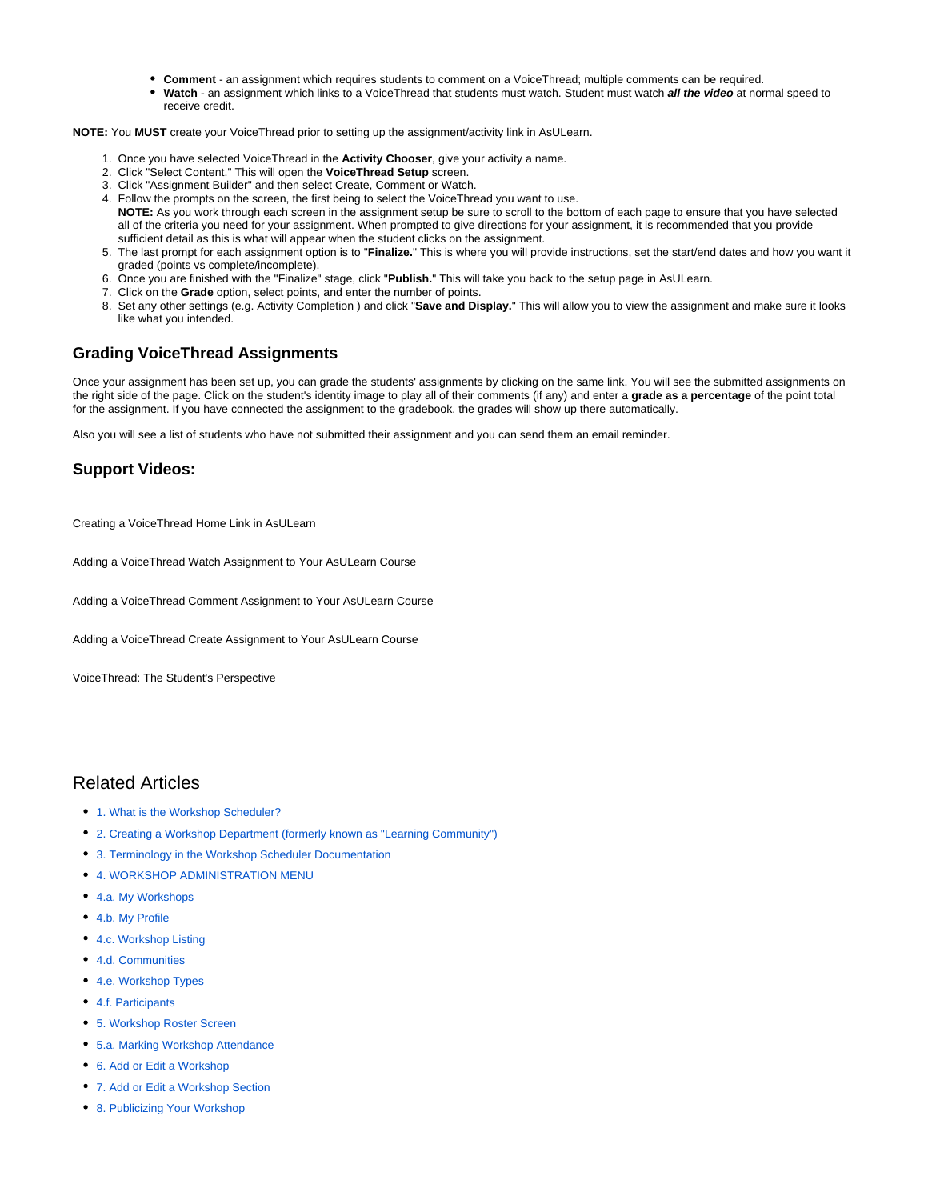- **Comment** - an assignment which requires students to comment on a VoiceThread; multiple comments can be required.
- **Watch** - an assignment which links to a VoiceThread that students must watch. Student must watch ***all the video*** at normal speed to receive credit.

**NOTE:** You **MUST** create your VoiceThread prior to setting up the assignment/activity link in AsULearn.

1. Once you have selected VoiceThread in the **Activity Chooser**, give your activity a name.
2. Click "Select Content." This will open the **VoiceThread Setup** screen.
3. Click "Assignment Builder" and then select Create, Comment or Watch.
4. Follow the prompts on the screen, the first being to select the VoiceThread you want to use.
   **NOTE:** As you work through each screen in the assignment setup be sure to scroll to the bottom of each page to ensure that you have selected all of the criteria you need for your assignment. When prompted to give directions for your assignment, it is recommended that you provide sufficient detail as this is what will appear when the student clicks on the assignment.
5. The last prompt for each assignment option is to "**Finalize.**" This is where you will provide instructions, set the start/end dates and how you want it graded (points vs complete/incomplete).
6. Once you are finished with the "Finalize" stage, click "**Publish.**" This will take you back to the setup page in AsULearn.
7. Click on the **Grade** option, select points, and enter the number of points.
8. Set any other settings (e.g. Activity Completion ) and click "**Save and Display.**" This will allow you to view the assignment and make sure it looks like what you intended.

## Grading VoiceThread Assignments

Once your assignment has been set up, you can grade the students' assignments by clicking on the same link. You will see the submitted assignments on the right side of the page. Click on the student's identity image to play all of their comments (if any) and enter a **grade as a percentage** of the point total for the assignment. If you have connected the assignment to the gradebook, the grades will show up there automatically.

Also you will see a list of students who have not submitted their assignment and you can send them an email reminder.

## Support Videos:

Creating a VoiceThread Home Link in AsULearn

Adding a VoiceThread Watch Assignment to Your AsULearn Course

Adding a VoiceThread Comment Assignment to Your AsULearn Course

Adding a VoiceThread Create Assignment to Your AsULearn Course

VoiceThread: The Student's Perspective

## Related Articles

- 1. What is the Workshop Scheduler?
- 2. Creating a Workshop Department (formerly known as "Learning Community")
- 3. Terminology in the Workshop Scheduler Documentation
- 4. WORKSHOP ADMINISTRATION MENU
- 4.a. My Workshops
- 4.b. My Profile
- 4.c. Workshop Listing
- 4.d. Communities
- 4.e. Workshop Types
- 4.f. Participants
- 5. Workshop Roster Screen
- 5.a. Marking Workshop Attendance
- 6. Add or Edit a Workshop
- 7. Add or Edit a Workshop Section
- 8. Publicizing Your Workshop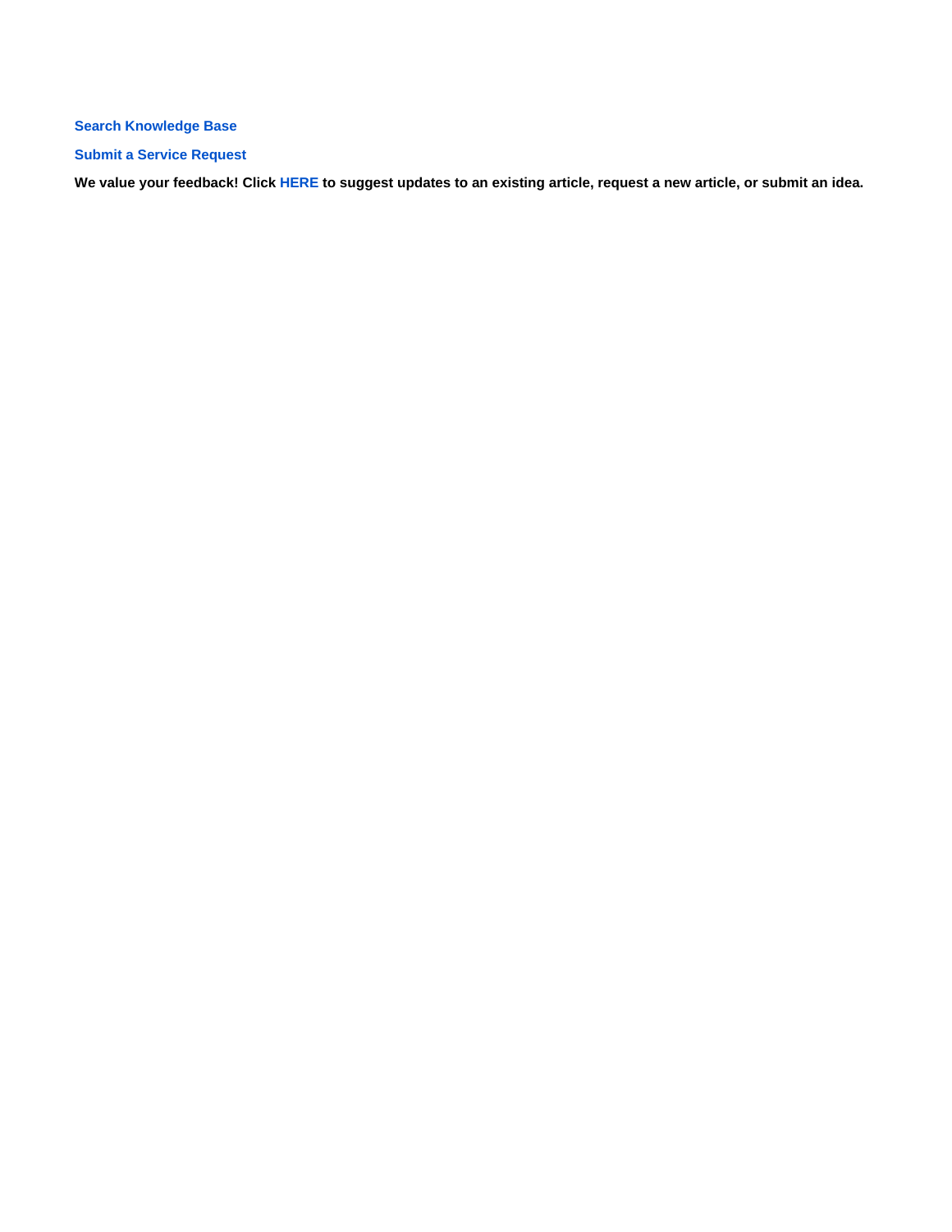**Search Knowledge Base**

**Submit a Service Request**

**We value your feedback! Click HERE to suggest updates to an existing article, request a new article, or submit an idea.**